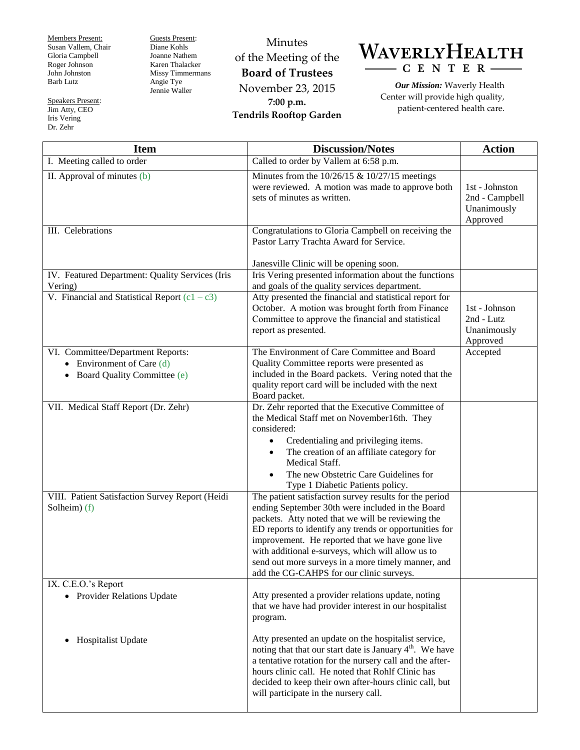Members Present:
Susan Vallem, Chair
Gloria Campbell
Roger Johnson
John Johnston
Barb Lutz

Guests Present:
Diane Kohls
Joanne Nathem
Karen Thalacker
Missy Timmermans
Angie Tye
Jennie Waller

Speakers Present:
Jim Atty, CEO
Iris Vering
Dr. Zehr

# Minutes of the Meeting of the **Board of Trustees**

November 23, 2015
**7:00 p.m.**
**Tendrils Rooftop Garden**

**WAVERLYHEALTH CENTER**

***Our Mission:*** Waverly Health Center will provide high quality, patient-centered health care.

| Item | Discussion/Notes | Action |
|---|---|---|
| I. Meeting called to order | Called to order by Vallem at 6:58 p.m. | |
| II. Approval of minutes (b) | Minutes from the 10/26/15 & 10/27/15 meetings were reviewed. A motion was made to approve both sets of minutes as written. | 1st - Johnston<br>2nd - Campbell<br>Unanimously Approved |
| III. Celebrations | Congratulations to Gloria Campbell on receiving the Pastor Larry Trachta Award for Service.<br><br>Janesville Clinic will be opening soon. | |
| IV. Featured Department: Quality Services (Iris Vering) | Iris Vering presented information about the functions and goals of the quality services department. | |
| V. Financial and Statistical Report (c1 – c3) | Atty presented the financial and statistical report for October. A motion was brought forth from Finance Committee to approve the financial and statistical report as presented. | 1st - Johnson<br>2nd - Lutz<br>Unanimously Approved |
| VI. Committee/Department Reports:<br>• Environment of Care (d)<br>• Board Quality Committee (e) | The Environment of Care Committee and Board Quality Committee reports were presented as included in the Board packets. Vering noted that the quality report card will be included with the next Board packet. | Accepted |
| VII. Medical Staff Report (Dr. Zehr) | Dr. Zehr reported that the Executive Committee of the Medical Staff met on November16th. They considered:<br>• Credentialing and privileging items.<br>• The creation of an affiliate category for Medical Staff.<br>• The new Obstetric Care Guidelines for Type 1 Diabetic Patients policy. | |
| VIII. Patient Satisfaction Survey Report (Heidi Solheim) (f) | The patient satisfaction survey results for the period ending September 30th were included in the Board packets. Atty noted that we will be reviewing the ED reports to identify any trends or opportunities for improvement. He reported that we have gone live with additional e-surveys, which will allow us to send out more surveys in a more timely manner, and add the CG-CAHPS for our clinic surveys. | |
| IX. C.E.O.'s Report<br>• Provider Relations Update<br><br>• Hospitalist Update | Atty presented a provider relations update, noting that we have had provider interest in our hospitalist program.<br><br>Atty presented an update on the hospitalist service, noting that that our start date is January 4th. We have a tentative rotation for the nursery call and the after-hours clinic call. He noted that Rohlf Clinic has decided to keep their own after-hours clinic call, but will participate in the nursery call. | |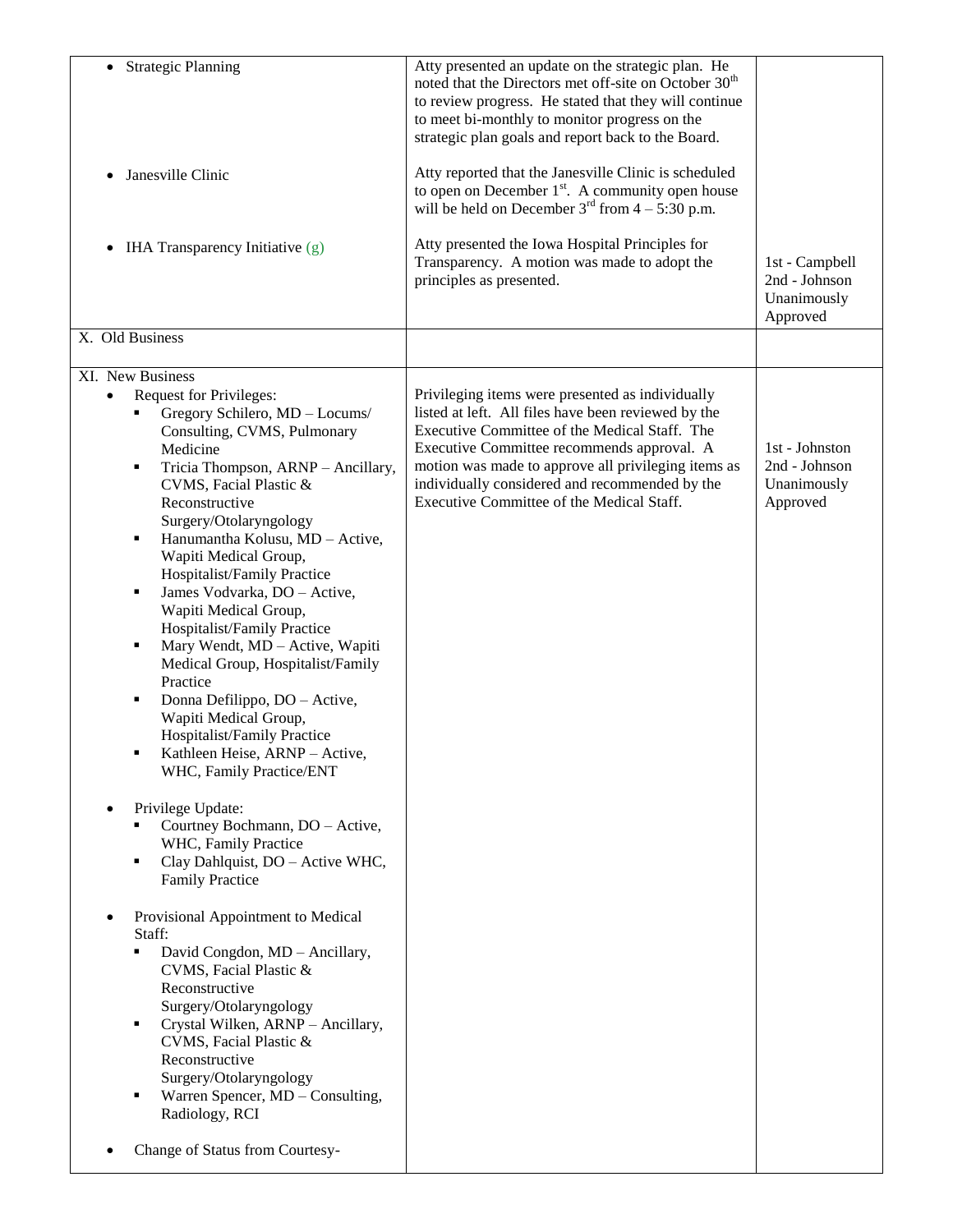| | | |
|---|---|---|
| • Strategic Planning | Atty presented an update on the strategic plan. He noted that the Directors met off-site on October 30th to review progress. He stated that they will continue to meet bi-monthly to monitor progress on the strategic plan goals and report back to the Board. | |
| • Janesville Clinic | Atty reported that the Janesville Clinic is scheduled to open on December 1st. A community open house will be held on December 3rd from 4 – 5:30 p.m. | |
| • IHA Transparency Initiative (g) | Atty presented the Iowa Hospital Principles for Transparency. A motion was made to adopt the principles as presented. | 1st - Campbell<br>2nd - Johnson<br>Unanimously Approved |
| X. Old Business | | |
| XI. New Business<br>• Request for Privileges:<br>▪ Gregory Schilero, MD – Locums/ Consulting, CVMS, Pulmonary Medicine<br>▪ Tricia Thompson, ARNP – Ancillary, CVMS, Facial Plastic & Reconstructive Surgery/Otolaryngology<br>▪ Hanumantha Kolusu, MD – Active, Wapiti Medical Group, Hospitalist/Family Practice<br>▪ James Vodvarka, DO – Active, Wapiti Medical Group, Hospitalist/Family Practice<br>▪ Mary Wendt, MD – Active, Wapiti Medical Group, Hospitalist/Family Practice<br>▪ Donna Defilippo, DO – Active, Wapiti Medical Group, Hospitalist/Family Practice<br>▪ Kathleen Heise, ARNP – Active, WHC, Family Practice/ENT<br><br>• Privilege Update:<br>▪ Courtney Bochmann, DO – Active, WHC, Family Practice<br>▪ Clay Dahlquist, DO – Active WHC, Family Practice<br><br>• Provisional Appointment to Medical Staff:<br>▪ David Congdon, MD – Ancillary, CVMS, Facial Plastic & Reconstructive Surgery/Otolaryngology<br>▪ Crystal Wilken, ARNP – Ancillary, CVMS, Facial Plastic & Reconstructive Surgery/Otolaryngology<br>▪ Warren Spencer, MD – Consulting, Radiology, RCI<br><br>• Change of Status from Courtesy- | Privileging items were presented as individually listed at left. All files have been reviewed by the Executive Committee of the Medical Staff. The Executive Committee recommends approval. A motion was made to approve all privileging items as individually considered and recommended by the Executive Committee of the Medical Staff. | 1st - Johnston<br>2nd - Johnson<br>Unanimously Approved |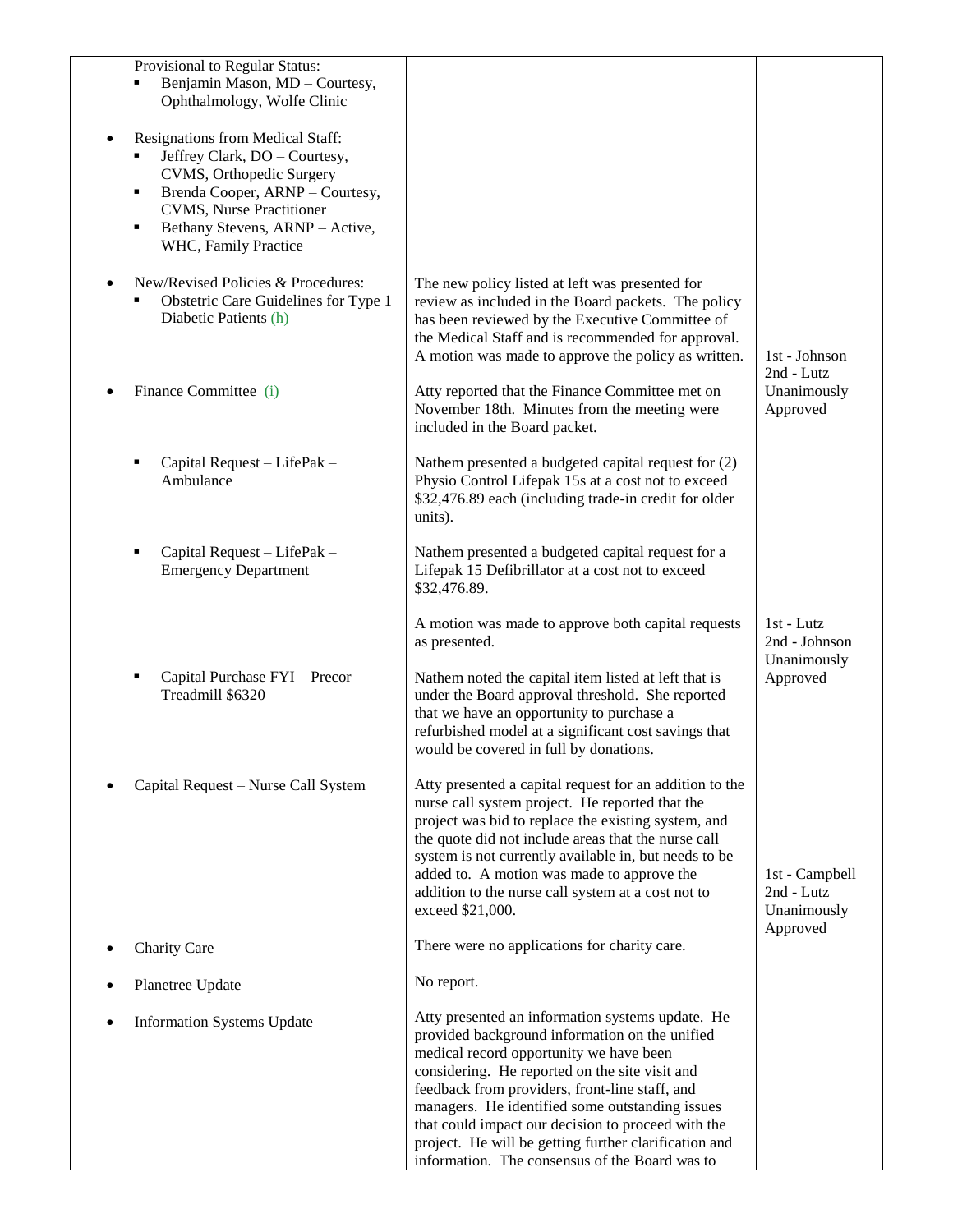| | | |
|---|---|---|
| Provisional to Regular Status:<br>▪ Benjamin Mason, MD – Courtesy, Ophthalmology, Wolfe Clinic | | |
| • Resignations from Medical Staff:<br>▪ Jeffrey Clark, DO – Courtesy, CVMS, Orthopedic Surgery<br>▪ Brenda Cooper, ARNP – Courtesy, CVMS, Nurse Practitioner<br>▪ Bethany Stevens, ARNP – Active, WHC, Family Practice | | |
| • New/Revised Policies & Procedures:<br>▪ Obstetric Care Guidelines for Type 1 Diabetic Patients (h) | The new policy listed at left was presented for review as included in the Board packets. The policy has been reviewed by the Executive Committee of the Medical Staff and is recommended for approval. A motion was made to approve the policy as written. | 1st - Johnson<br>2nd - Lutz<br>Unanimously Approved |
| • Finance Committee (i) | Atty reported that the Finance Committee met on November 18th. Minutes from the meeting were included in the Board packet. | |
| ▪ Capital Request – LifePak – Ambulance | Nathem presented a budgeted capital request for (2) Physio Control Lifepak 15s at a cost not to exceed $32,476.89 each (including trade-in credit for older units). | |
| ▪ Capital Request – LifePak – Emergency Department | Nathem presented a budgeted capital request for a Lifepak 15 Defibrillator at a cost not to exceed $32,476.89. | |
| | A motion was made to approve both capital requests as presented. | 1st - Lutz<br>2nd - Johnson<br>Unanimously Approved |
| ▪ Capital Purchase FYI – Precor Treadmill $6320 | Nathem noted the capital item listed at left that is under the Board approval threshold. She reported that we have an opportunity to purchase a refurbished model at a significant cost savings that would be covered in full by donations. | |
| • Capital Request – Nurse Call System | Atty presented a capital request for an addition to the nurse call system project. He reported that the project was bid to replace the existing system, and the quote did not include areas that the nurse call system is not currently available in, but needs to be added to. A motion was made to approve the addition to the nurse call system at a cost not to exceed $21,000. | 1st - Campbell<br>2nd - Lutz<br>Unanimously Approved |
| • Charity Care | There were no applications for charity care. | |
| • Planetree Update | No report. | |
| • Information Systems Update | Atty presented an information systems update. He provided background information on the unified medical record opportunity we have been considering. He reported on the site visit and feedback from providers, front-line staff, and managers. He identified some outstanding issues that could impact our decision to proceed with the project. He will be getting further clarification and information. The consensus of the Board was to | |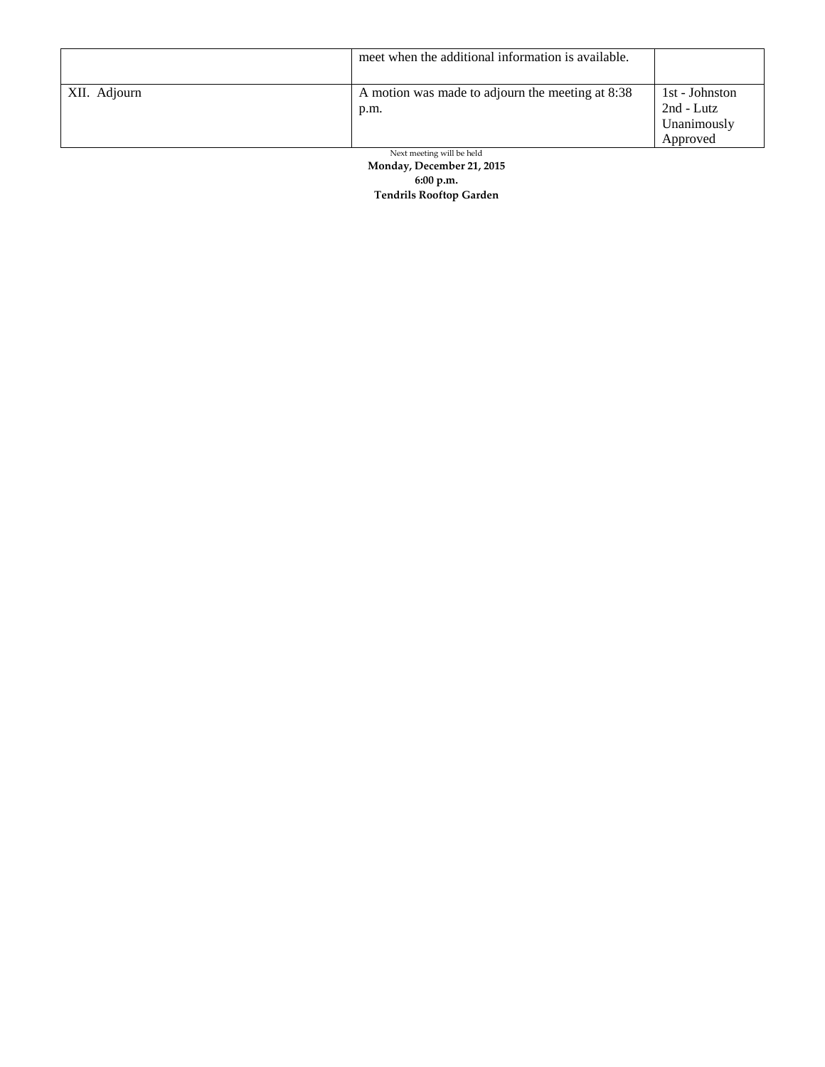| | | |
|---|---|---|
| | meet when the additional information is available. | |
| XII. Adjourn | A motion was made to adjourn the meeting at 8:38 p.m. | 1st - Johnston<br>2nd - Lutz<br>Unanimously Approved |

Next meeting will be held
**Monday, December 21, 2015**
**6:00 p.m.**
**Tendrils Rooftop Garden**